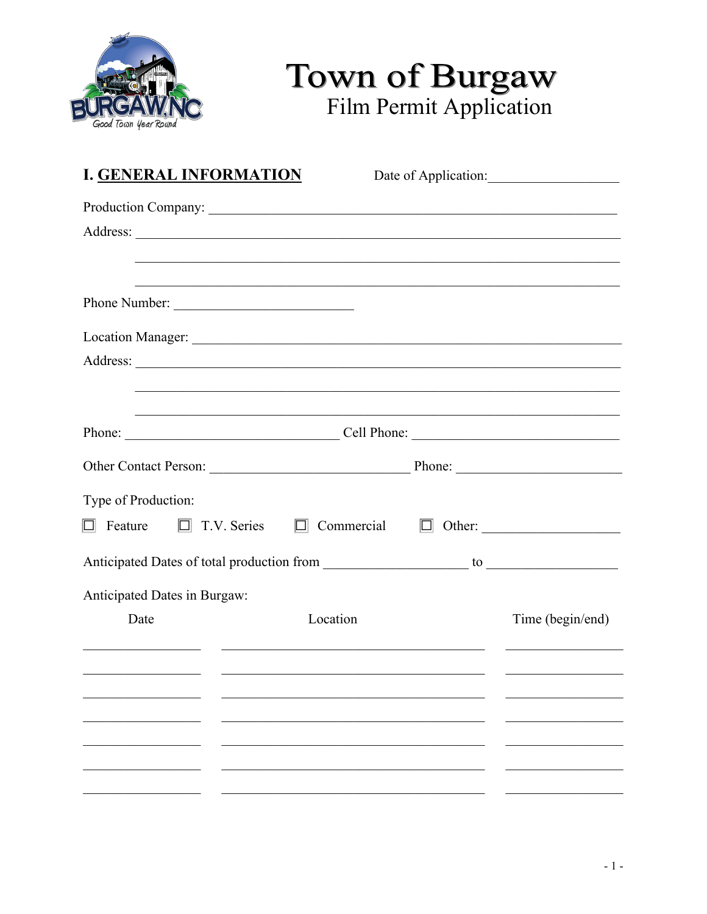# Town of Burgaw

## Film Permit Application

### I. GENERAL INFORMATION

Date of Application:___________________

Production Company: ____________________________________________________________

Address: ______________________________________________________________________

______________________________________________________________________

______________________________________________________________________

Phone Number: ___________________________

Location Manager: ______________________________________________________________

Address: ______________________________________________________________________

______________________________________________________________________

______________________________________________________________________

Phone: ________________________________ Cell Phone: _______________________________

Other Contact Person: ______________________________ Phone: ________________________

Type of Production:

☐ Feature ☐ T.V. Series ☐ Commercial ☐ Other: ____________________

Anticipated Dates of total production from ______________________ to ____________________

Anticipated Dates in Burgaw:

| Date | Location | Time (begin/end) |
|---|---|---|
| | | |
| | | |
| | | |
| | | |
| | | |
| | | |
| | | |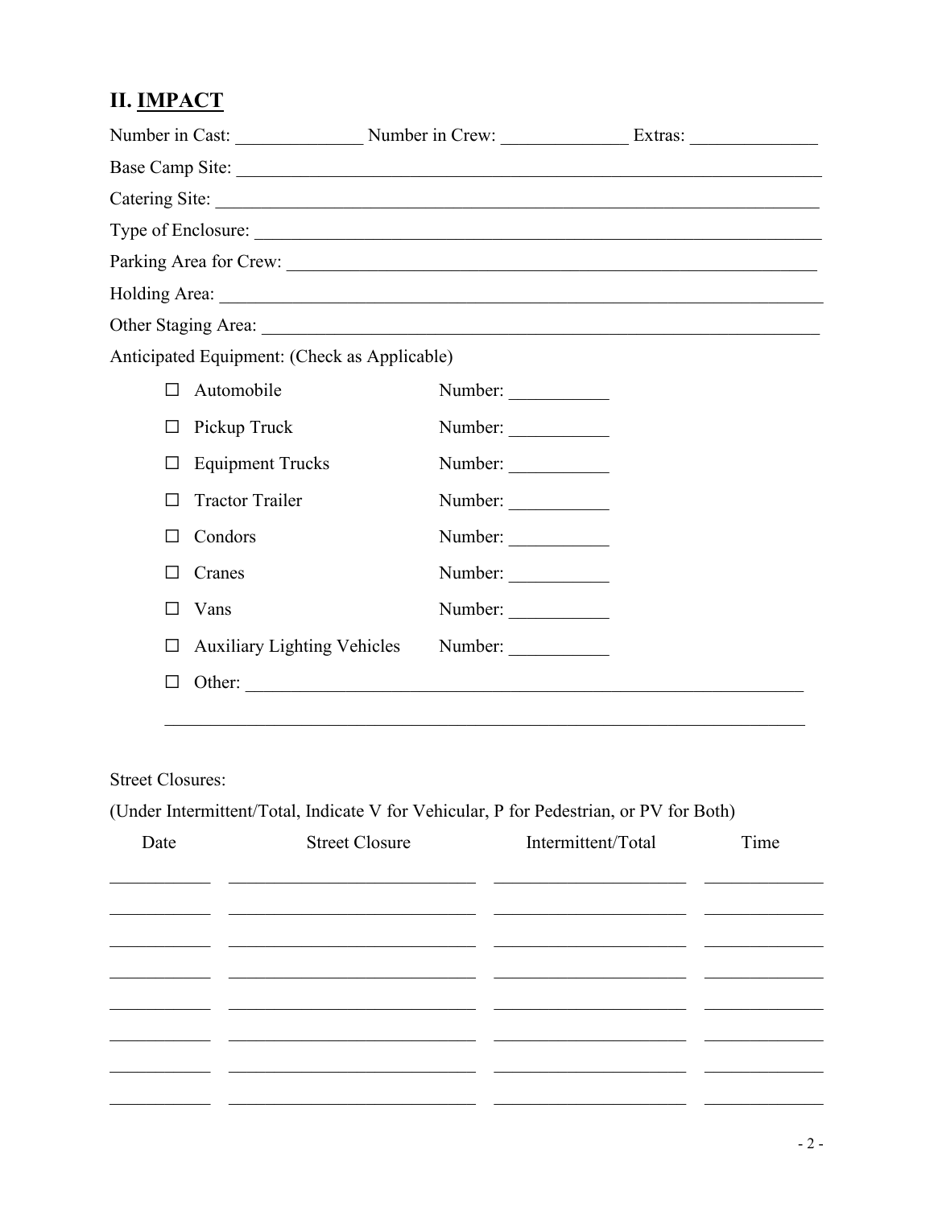## II. IMPACT

Number in Cast: ______________ Number in Crew: ______________ Extras: ______________

Base Camp Site: ____________________________________________________________

Catering Site: ____________________________________________________________

Type of Enclosure: ____________________________________________________________

Parking Area for Crew: ____________________________________________________________

Holding Area: ____________________________________________________________

Other Staging Area: ____________________________________________________________

Anticipated Equipment: (Check as Applicable)

- ☐ Automobile Number: ___________
- ☐ Pickup Truck Number: ___________
- ☐ Equipment Trucks Number: ___________
- ☐ Tractor Trailer Number: ___________
- ☐ Condors Number: ___________
- ☐ Cranes Number: ___________
- ☐ Vans Number: ___________
- ☐ Auxiliary Lighting Vehicles Number: ___________
- ☐ Other: ____________________________________________________________

____________________________________________________________

Street Closures:

(Under Intermittent/Total, Indicate V for Vehicular, P for Pedestrian, or PV for Both)

| Date | Street Closure | Intermittent/Total | Time |
|---|---|---|---|
| | | | |
| | | | |
| | | | |
| | | | |
| | | | |
| | | | |
| | | | |
| | | | |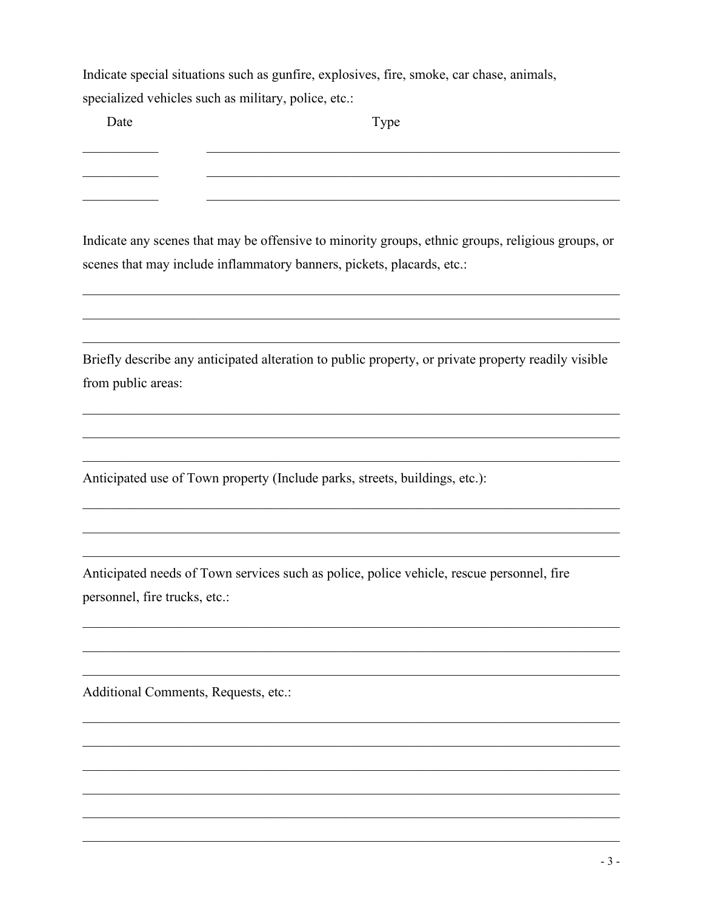Indicate special situations such as gunfire, explosives, fire, smoke, car chase, animals, specialized vehicles such as military, police, etc.:

| Date | Type |
| --- | --- |
| ___________ | ___________________________________________________________ |
| ___________ | ___________________________________________________________ |
| ___________ | ___________________________________________________________ |

Indicate any scenes that may be offensive to minority groups, ethnic groups, religious groups, or scenes that may include inflammatory banners, pickets, placards, etc.:

_______________________________________________________________________________

_______________________________________________________________________________

_______________________________________________________________________________

Briefly describe any anticipated alteration to public property, or private property readily visible from public areas:

_______________________________________________________________________________

_______________________________________________________________________________

_______________________________________________________________________________

Anticipated use of Town property (Include parks, streets, buildings, etc.):

_______________________________________________________________________________

_______________________________________________________________________________

_______________________________________________________________________________

Anticipated needs of Town services such as police, police vehicle, rescue personnel, fire personnel, fire trucks, etc.:

_______________________________________________________________________________

_______________________________________________________________________________

_______________________________________________________________________________

Additional Comments, Requests, etc.:

_______________________________________________________________________________

_______________________________________________________________________________

_______________________________________________________________________________

_______________________________________________________________________________

_______________________________________________________________________________

_______________________________________________________________________________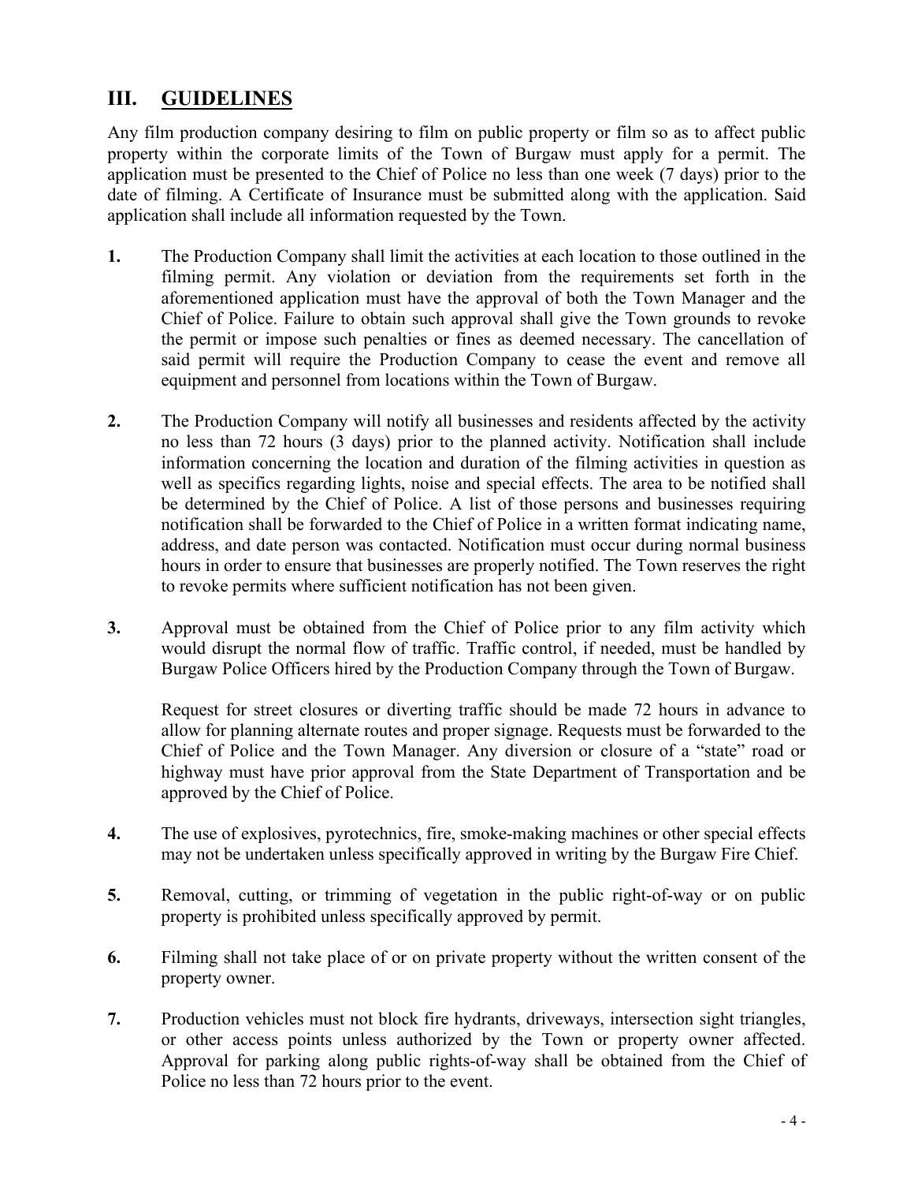## III. <u>GUIDELINES</u>

Any film production company desiring to film on public property or film so as to affect public property within the corporate limits of the Town of Burgaw must apply for a permit. The application must be presented to the Chief of Police no less than one week (7 days) prior to the date of filming. A Certificate of Insurance must be submitted along with the application. Said application shall include all information requested by the Town.

**1.** The Production Company shall limit the activities at each location to those outlined in the filming permit. Any violation or deviation from the requirements set forth in the aforementioned application must have the approval of both the Town Manager and the Chief of Police. Failure to obtain such approval shall give the Town grounds to revoke the permit or impose such penalties or fines as deemed necessary. The cancellation of said permit will require the Production Company to cease the event and remove all equipment and personnel from locations within the Town of Burgaw.

**2.** The Production Company will notify all businesses and residents affected by the activity no less than 72 hours (3 days) prior to the planned activity. Notification shall include information concerning the location and duration of the filming activities in question as well as specifics regarding lights, noise and special effects. The area to be notified shall be determined by the Chief of Police. A list of those persons and businesses requiring notification shall be forwarded to the Chief of Police in a written format indicating name, address, and date person was contacted. Notification must occur during normal business hours in order to ensure that businesses are properly notified. The Town reserves the right to revoke permits where sufficient notification has not been given.

**3.** Approval must be obtained from the Chief of Police prior to any film activity which would disrupt the normal flow of traffic. Traffic control, if needed, must be handled by Burgaw Police Officers hired by the Production Company through the Town of Burgaw.

Request for street closures or diverting traffic should be made 72 hours in advance to allow for planning alternate routes and proper signage. Requests must be forwarded to the Chief of Police and the Town Manager. Any diversion or closure of a "state" road or highway must have prior approval from the State Department of Transportation and be approved by the Chief of Police.

**4.** The use of explosives, pyrotechnics, fire, smoke-making machines or other special effects may not be undertaken unless specifically approved in writing by the Burgaw Fire Chief.

**5.** Removal, cutting, or trimming of vegetation in the public right-of-way or on public property is prohibited unless specifically approved by permit.

**6.** Filming shall not take place of or on private property without the written consent of the property owner.

**7.** Production vehicles must not block fire hydrants, driveways, intersection sight triangles, or other access points unless authorized by the Town or property owner affected. Approval for parking along public rights-of-way shall be obtained from the Chief of Police no less than 72 hours prior to the event.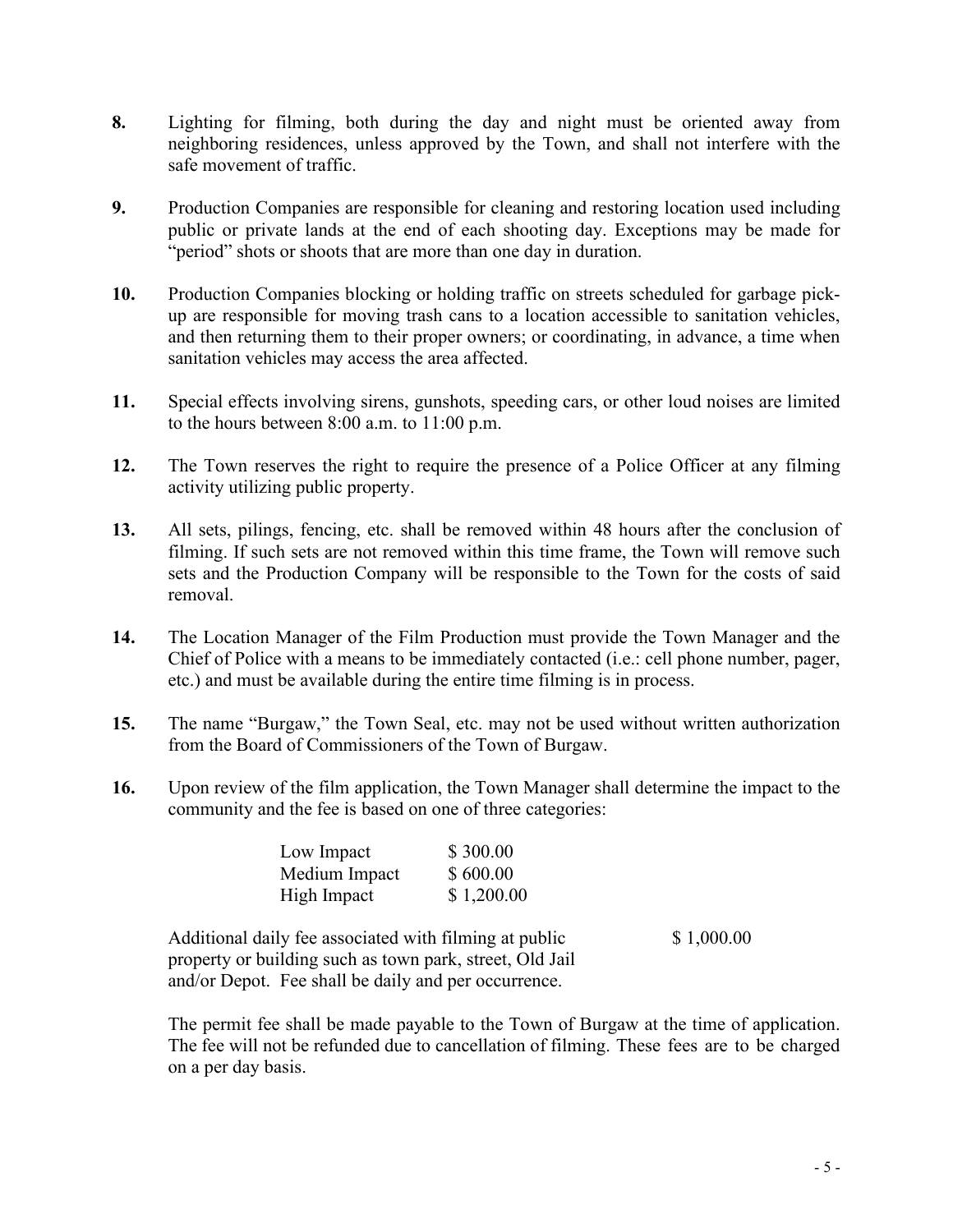**8.** Lighting for filming, both during the day and night must be oriented away from neighboring residences, unless approved by the Town, and shall not interfere with the safe movement of traffic.

**9.** Production Companies are responsible for cleaning and restoring location used including public or private lands at the end of each shooting day. Exceptions may be made for "period" shots or shoots that are more than one day in duration.

**10.** Production Companies blocking or holding traffic on streets scheduled for garbage pick-up are responsible for moving trash cans to a location accessible to sanitation vehicles, and then returning them to their proper owners; or coordinating, in advance, a time when sanitation vehicles may access the area affected.

**11.** Special effects involving sirens, gunshots, speeding cars, or other loud noises are limited to the hours between 8:00 a.m. to 11:00 p.m.

**12.** The Town reserves the right to require the presence of a Police Officer at any filming activity utilizing public property.

**13.** All sets, pilings, fencing, etc. shall be removed within 48 hours after the conclusion of filming. If such sets are not removed within this time frame, the Town will remove such sets and the Production Company will be responsible to the Town for the costs of said removal.

**14.** The Location Manager of the Film Production must provide the Town Manager and the Chief of Police with a means to be immediately contacted (i.e.: cell phone number, pager, etc.) and must be available during the entire time filming is in process.

**15.** The name "Burgaw," the Town Seal, etc. may not be used without written authorization from the Board of Commissioners of the Town of Burgaw.

**16.** Upon review of the film application, the Town Manager shall determine the impact to the community and the fee is based on one of three categories:

| | |
|---|---|
| Low Impact | $ 300.00 |
| Medium Impact | $ 600.00 |
| High Impact | $ 1,200.00 |

| | |
|---|---|
| Additional daily fee associated with filming at public property or building such as town park, street, Old Jail and/or Depot. Fee shall be daily and per occurrence. | $ 1,000.00 |

The permit fee shall be made payable to the Town of Burgaw at the time of application. The fee will not be refunded due to cancellation of filming. These fees are to be charged on a per day basis.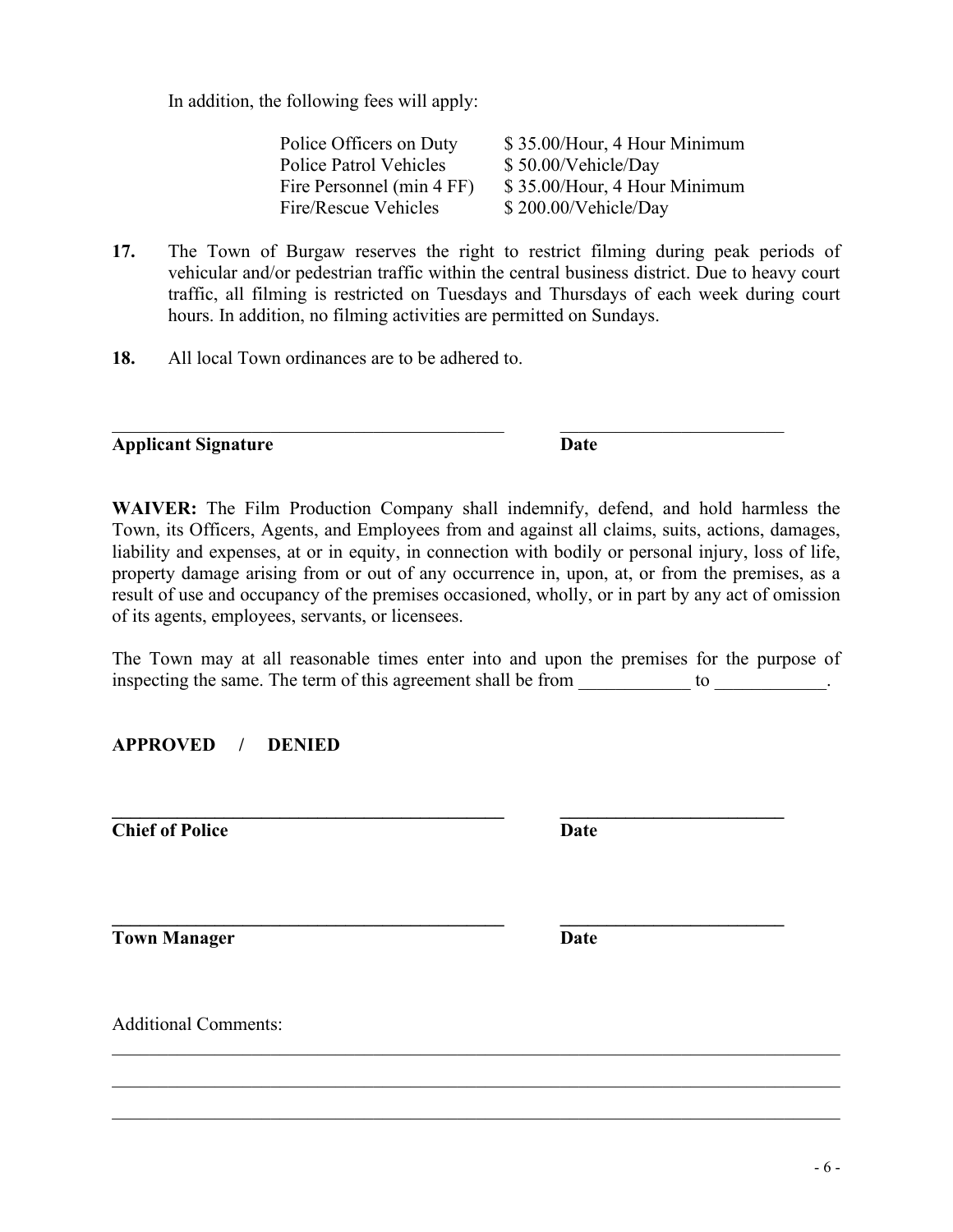In addition, the following fees will apply:

| | |
|---|---|
| Police Officers on Duty | $ 35.00/Hour, 4 Hour Minimum |
| Police Patrol Vehicles | $ 50.00/Vehicle/Day |
| Fire Personnel (min 4 FF) | $ 35.00/Hour, 4 Hour Minimum |
| Fire/Rescue Vehicles | $ 200.00/Vehicle/Day |

**17.** The Town of Burgaw reserves the right to restrict filming during peak periods of vehicular and/or pedestrian traffic within the central business district. Due to heavy court traffic, all filming is restricted on Tuesdays and Thursdays of each week during court hours. In addition, no filming activities are permitted on Sundays.

**18.** All local Town ordinances are to be adhered to.

\_\_\_\_\_\_\_\_\_\_\_\_\_\_\_\_\_\_\_\_\_\_\_\_\_\_\_\_\_\_\_\_\_\_\_\_\_\_\_\_ \_\_\_\_\_\_\_\_\_\_\_\_\_\_\_\_\_\_\_\_\_\_\_\_\_

**Applicant Signature** **Date**

**WAIVER:** The Film Production Company shall indemnify, defend, and hold harmless the Town, its Officers, Agents, and Employees from and against all claims, suits, actions, damages, liability and expenses, at or in equity, in connection with bodily or personal injury, loss of life, property damage arising from or out of any occurrence in, upon, at, or from the premises, as a result of use and occupancy of the premises occasioned, wholly, or in part by any act of omission of its agents, employees, servants, or licensees.

The Town may at all reasonable times enter into and upon the premises for the purpose of inspecting the same. The term of this agreement shall be from \_\_\_\_\_\_\_\_\_\_\_\_ to \_\_\_\_\_\_\_\_\_\_\_\_.

**APPROVED / DENIED**

\_\_\_\_\_\_\_\_\_\_\_\_\_\_\_\_\_\_\_\_\_\_\_\_\_\_\_\_\_\_\_\_\_\_\_\_\_\_\_\_ \_\_\_\_\_\_\_\_\_\_\_\_\_\_\_\_\_\_\_\_\_\_\_\_\_

**Chief of Police** **Date**

\_\_\_\_\_\_\_\_\_\_\_\_\_\_\_\_\_\_\_\_\_\_\_\_\_\_\_\_\_\_\_\_\_\_\_\_\_\_\_\_ \_\_\_\_\_\_\_\_\_\_\_\_\_\_\_\_\_\_\_\_\_\_\_\_\_

**Town Manager** **Date**

Additional Comments:

\_\_\_\_\_\_\_\_\_\_\_\_\_\_\_\_\_\_\_\_\_\_\_\_\_\_\_\_\_\_\_\_\_\_\_\_\_\_\_\_\_\_\_\_\_\_\_\_\_\_\_\_\_\_\_\_\_\_\_\_\_\_\_\_\_\_\_\_\_\_

\_\_\_\_\_\_\_\_\_\_\_\_\_\_\_\_\_\_\_\_\_\_\_\_\_\_\_\_\_\_\_\_\_\_\_\_\_\_\_\_\_\_\_\_\_\_\_\_\_\_\_\_\_\_\_\_\_\_\_\_\_\_\_\_\_\_\_\_\_\_

\_\_\_\_\_\_\_\_\_\_\_\_\_\_\_\_\_\_\_\_\_\_\_\_\_\_\_\_\_\_\_\_\_\_\_\_\_\_\_\_\_\_\_\_\_\_\_\_\_\_\_\_\_\_\_\_\_\_\_\_\_\_\_\_\_\_\_\_\_\_